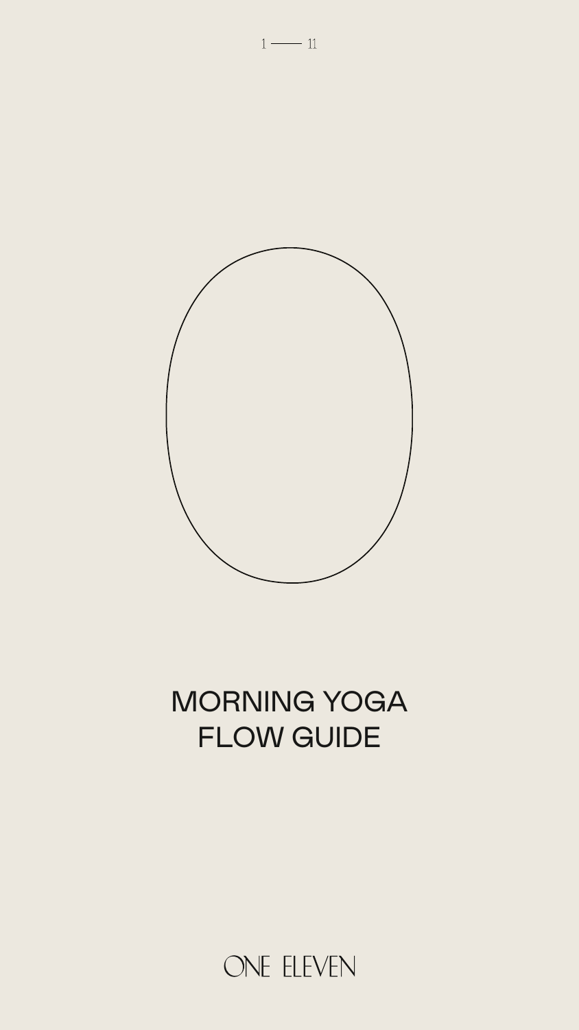# MORNING YOGA FLOW GUIDE

ONE ELEVEN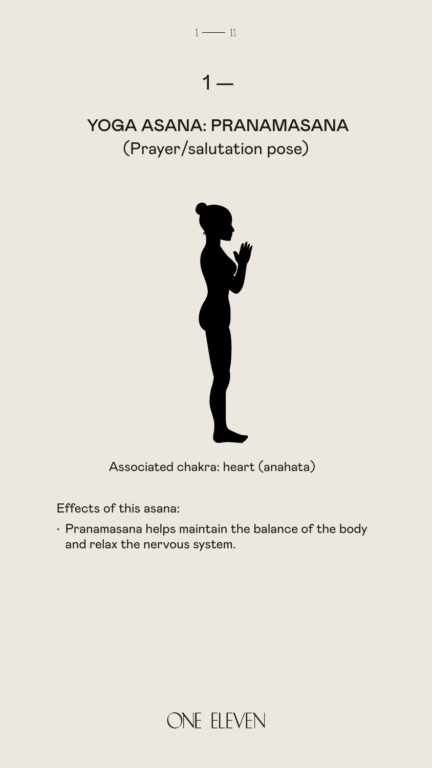# 1 —

## YOGA ASANA: PRANAMASANA
(Prayer/salutation pose)

Associated chakra: heart (anahata)

Effects of this asana:

- Pranamasana helps maintain the balance of the body and relax the nervous system.

ONE ELEVEN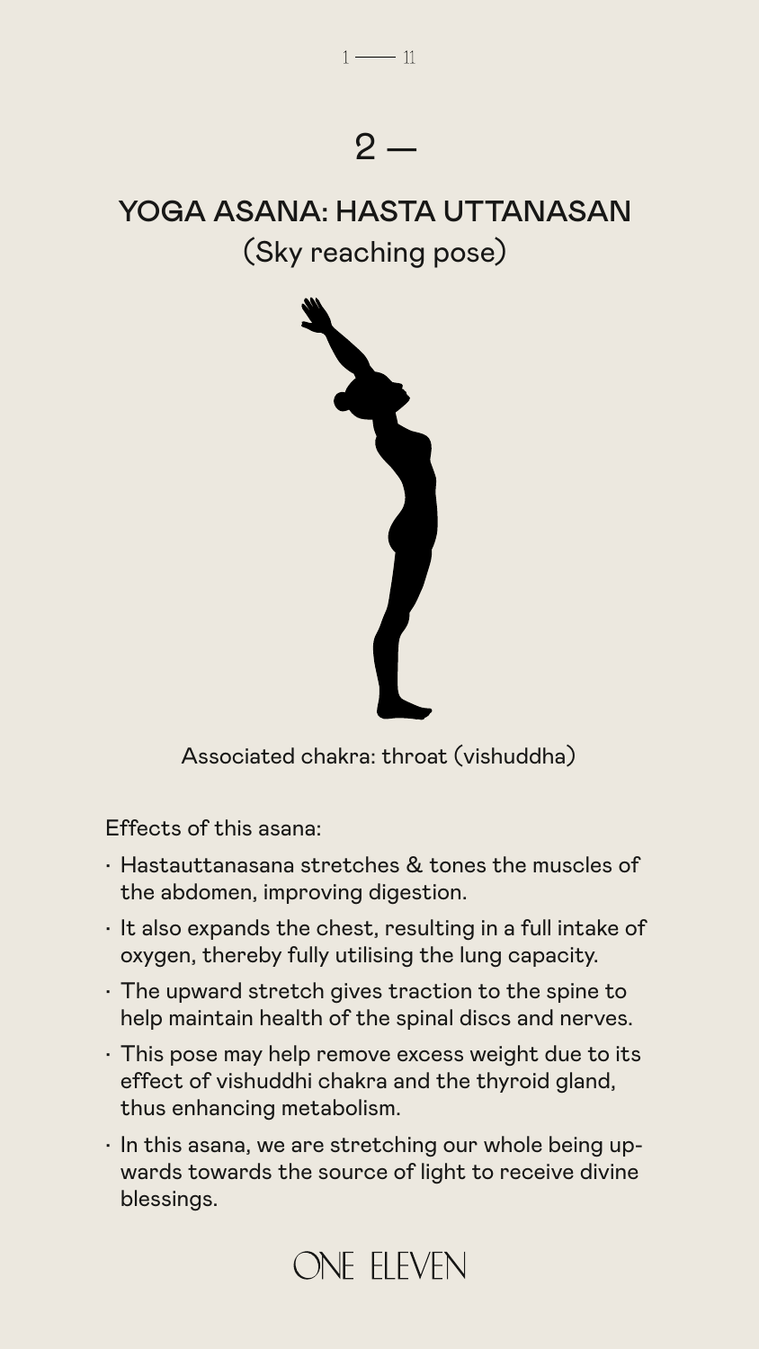2 —

## YOGA ASANA: HASTA UTTANASAN

(Sky reaching pose)

Associated chakra: throat (vishuddha)

Effects of this asana:

- Hastauttanasana stretches & tones the muscles of the abdomen, improving digestion.
- It also expands the chest, resulting in a full intake of oxygen, thereby fully utilising the lung capacity.
- The upward stretch gives traction to the spine to help maintain health of the spinal discs and nerves.
- This pose may help remove excess weight due to its effect of vishuddhi chakra and the thyroid gland, thus enhancing metabolism.
- In this asana, we are stretching our whole being upwards towards the source of light to receive divine blessings.

ONE ELEVEN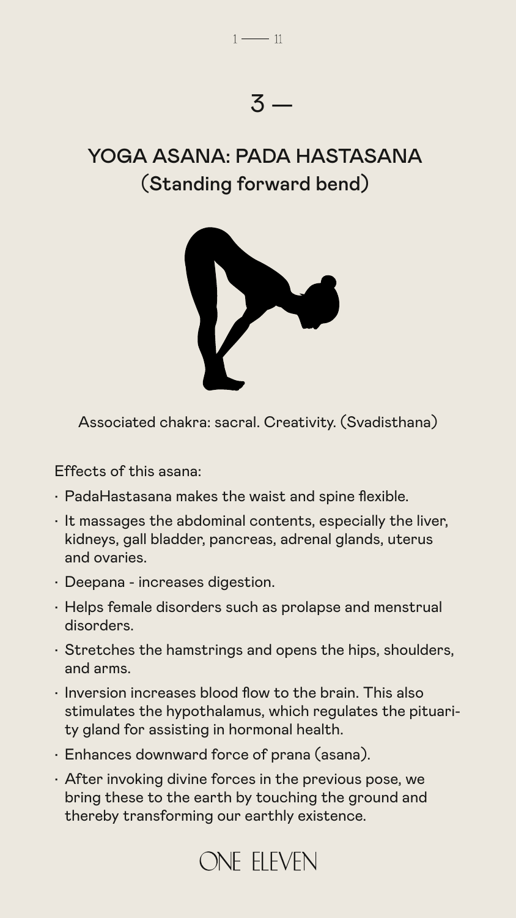## 3 —

# YOGA ASANA: PADA HASTASANA
## (Standing forward bend)

Associated chakra: sacral. Creativity. (Svadisthana)

Effects of this asana:

- PadaHastasana makes the waist and spine flexible.
- It massages the abdominal contents, especially the liver, kidneys, gall bladder, pancreas, adrenal glands, uterus and ovaries.
- Deepana - increases digestion.
- Helps female disorders such as prolapse and menstrual disorders.
- Stretches the hamstrings and opens the hips, shoulders, and arms.
- Inversion increases blood flow to the brain. This also stimulates the hypothalamus, which regulates the pituitary gland for assisting in hormonal health.
- Enhances downward force of prana (asana).
- After invoking divine forces in the previous pose, we bring these to the earth by touching the ground and thereby transforming our earthly existence.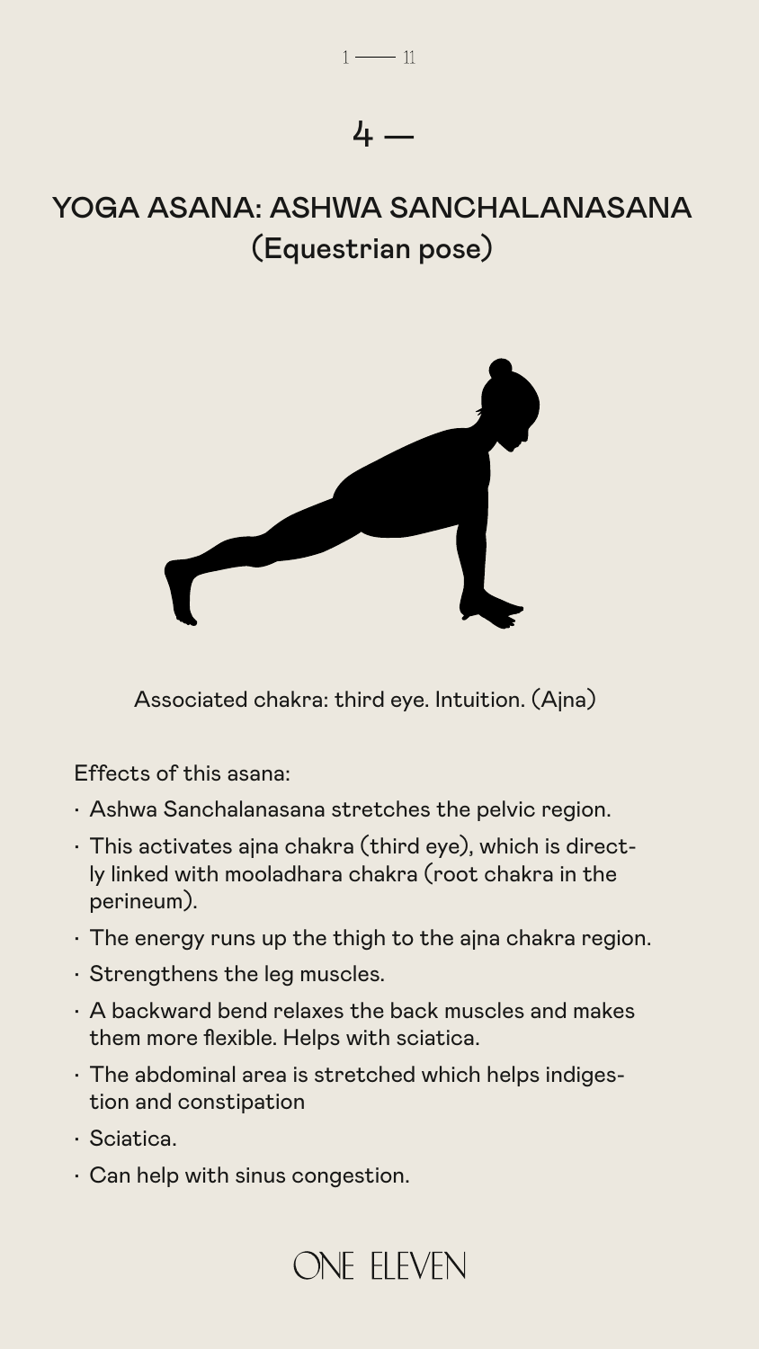## 4 —

# YOGA ASANA: ASHWA SANCHALANASANA (Equestrian pose)

Associated chakra: third eye. Intuition. (Ajna)

Effects of this asana:

- Ashwa Sanchalanasana stretches the pelvic region.
- This activates ajna chakra (third eye), which is directly linked with mooladhara chakra (root chakra in the perineum).
- The energy runs up the thigh to the ajna chakra region.
- Strengthens the leg muscles.
- A backward bend relaxes the back muscles and makes them more flexible. Helps with sciatica.
- The abdominal area is stretched which helps indigestion and constipation
- Sciatica.
- Can help with sinus congestion.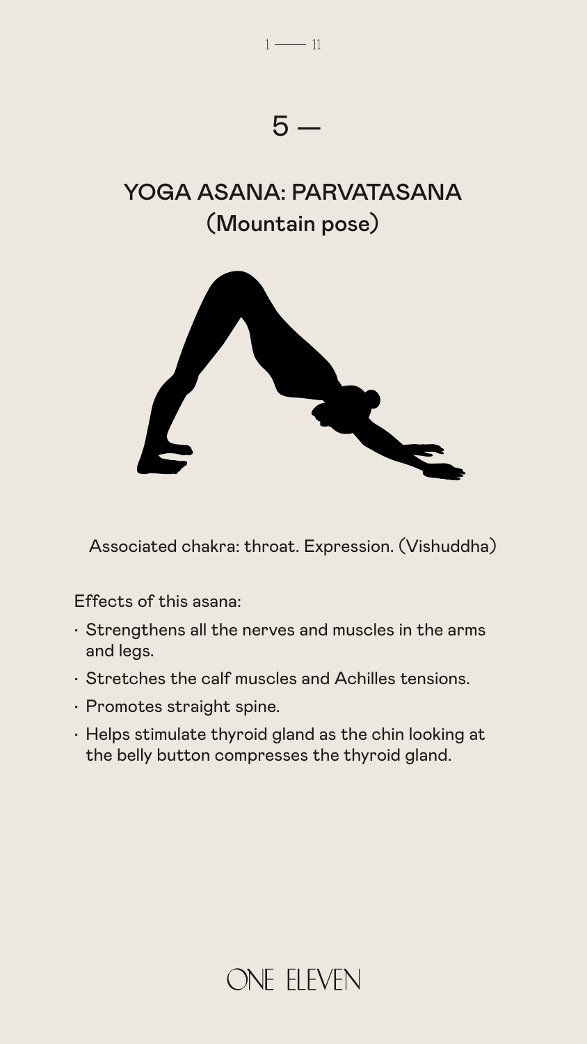5 —

## YOGA ASANA: PARVATASANA (Mountain pose)

Associated chakra: throat. Expression. (Vishuddha)

Effects of this asana:

- Strengthens all the nerves and muscles in the arms and legs.
- Stretches the calf muscles and Achilles tensions.
- Promotes straight spine.
- Helps stimulate thyroid gland as the chin looking at the belly button compresses the thyroid gland.

ONE ELEVEN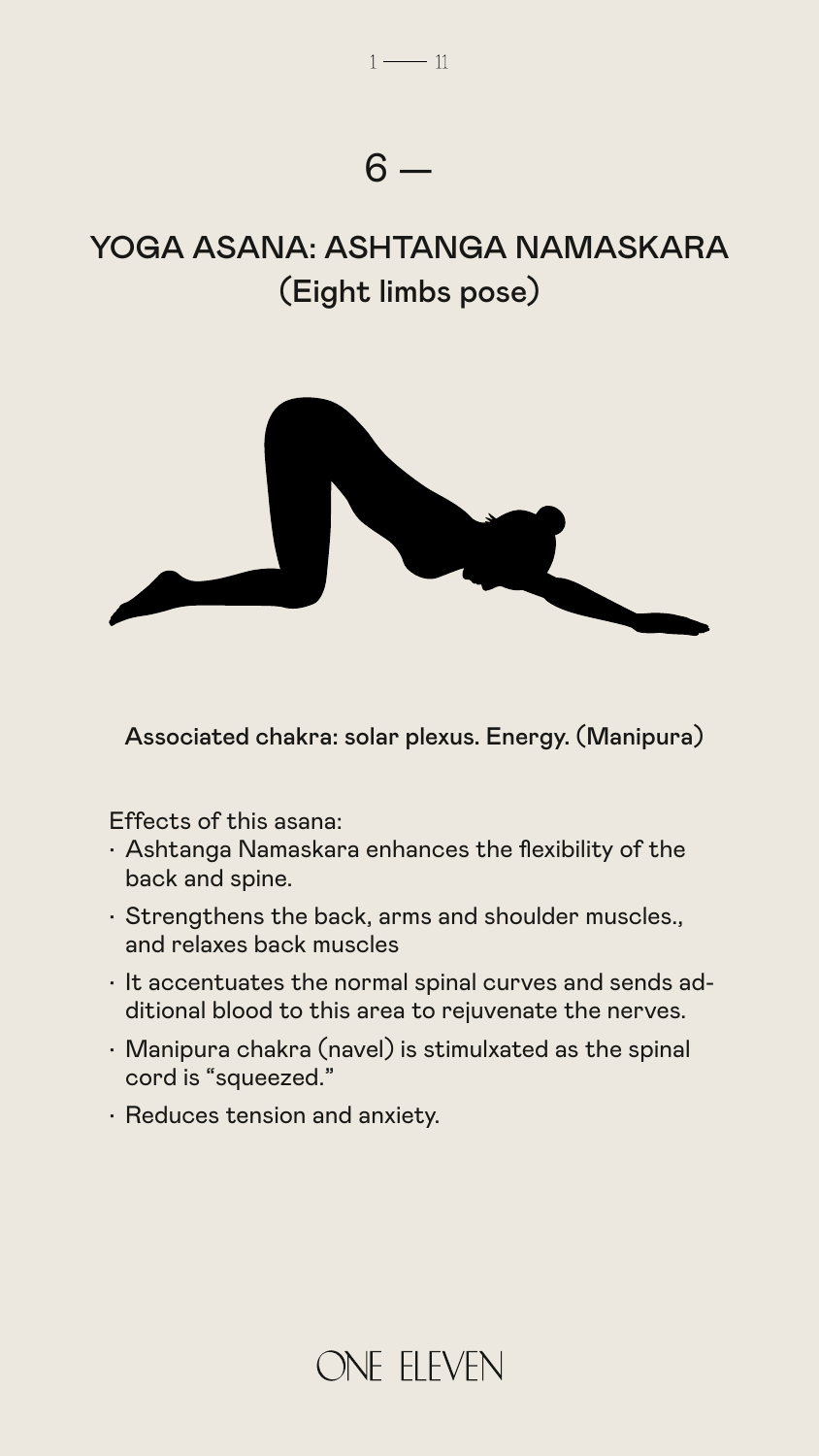## 6 —

# YOGA ASANA: ASHTANGA NAMASKARA
## (Eight limbs pose)

**Associated chakra: solar plexus. Energy. (Manipura)**

Effects of this asana:

- Ashtanga Namaskara enhances the flexibility of the back and spine.
- Strengthens the back, arms and shoulder muscles., and relaxes back muscles
- It accentuates the normal spinal curves and sends additional blood to this area to rejuvenate the nerves.
- Manipura chakra (navel) is stimulxated as the spinal cord is "squeezed."
- Reduces tension and anxiety.

ONE ELEVEN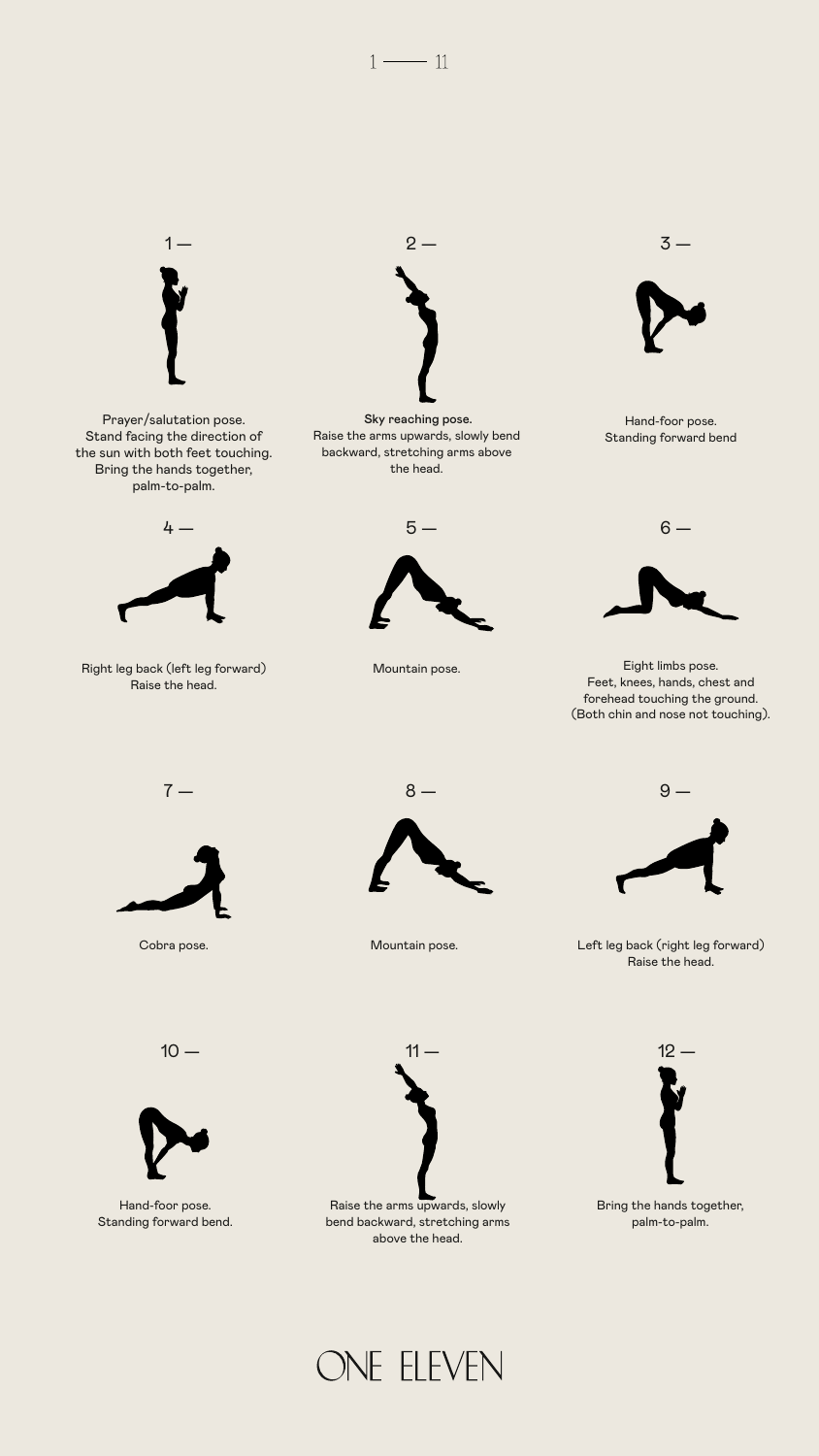1 — 11

1 —

Prayer/salutation pose.
Stand facing the direction of the sun with both feet touching. Bring the hands together, palm-to-palm.

2 —

**Sky reaching pose.**
Raise the arms upwards, slowly bend backward, stretching arms above the head.

3 —

Hand-foor pose.
Standing forward bend

4 —

Right leg back (left leg forward)
Raise the head.

5 —

Mountain pose.

6 —

Eight limbs pose.
Feet, knees, hands, chest and forehead touching the ground.
(Both chin and nose not touching).

7 —

Cobra pose.

8 —

Mountain pose.

9 —

Left leg back (right leg forward)
Raise the head.

10 —

Hand-foor pose.
Standing forward bend.

11 —

Raise the arms upwards, slowly bend backward, stretching arms above the head.

12 —

Bring the hands together, palm-to-palm.

ONE ELEVEN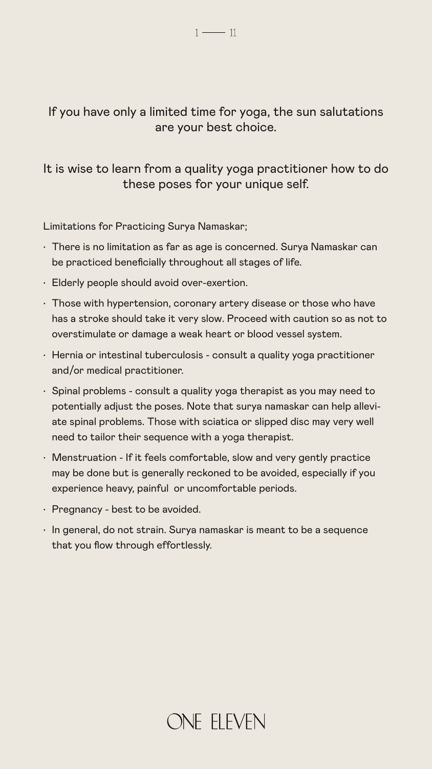If you have only a limited time for yoga, the sun salutations are your best choice.

It is wise to learn from a quality yoga practitioner how to do these poses for your unique self.

Limitations for Practicing Surya Namaskar;

- There is no limitation as far as age is concerned. Surya Namaskar can be practiced beneficially throughout all stages of life.
- Elderly people should avoid over-exertion.
- Those with hypertension, coronary artery disease or those who have has a stroke should take it very slow. Proceed with caution so as not to overstimulate or damage a weak heart or blood vessel system.
- Hernia or intestinal tuberculosis - consult a quality yoga practitioner and/or medical practitioner.
- Spinal problems - consult a quality yoga therapist as you may need to potentially adjust the poses. Note that surya namaskar can help alleviate spinal problems. Those with sciatica or slipped disc may very well need to tailor their sequence with a yoga therapist.
- Menstruation - If it feels comfortable, slow and very gently practice may be done but is generally reckoned to be avoided, especially if you experience heavy, painful or uncomfortable periods.
- Pregnancy - best to be avoided.
- In general, do not strain. Surya namaskar is meant to be a sequence that you flow through effortlessly.